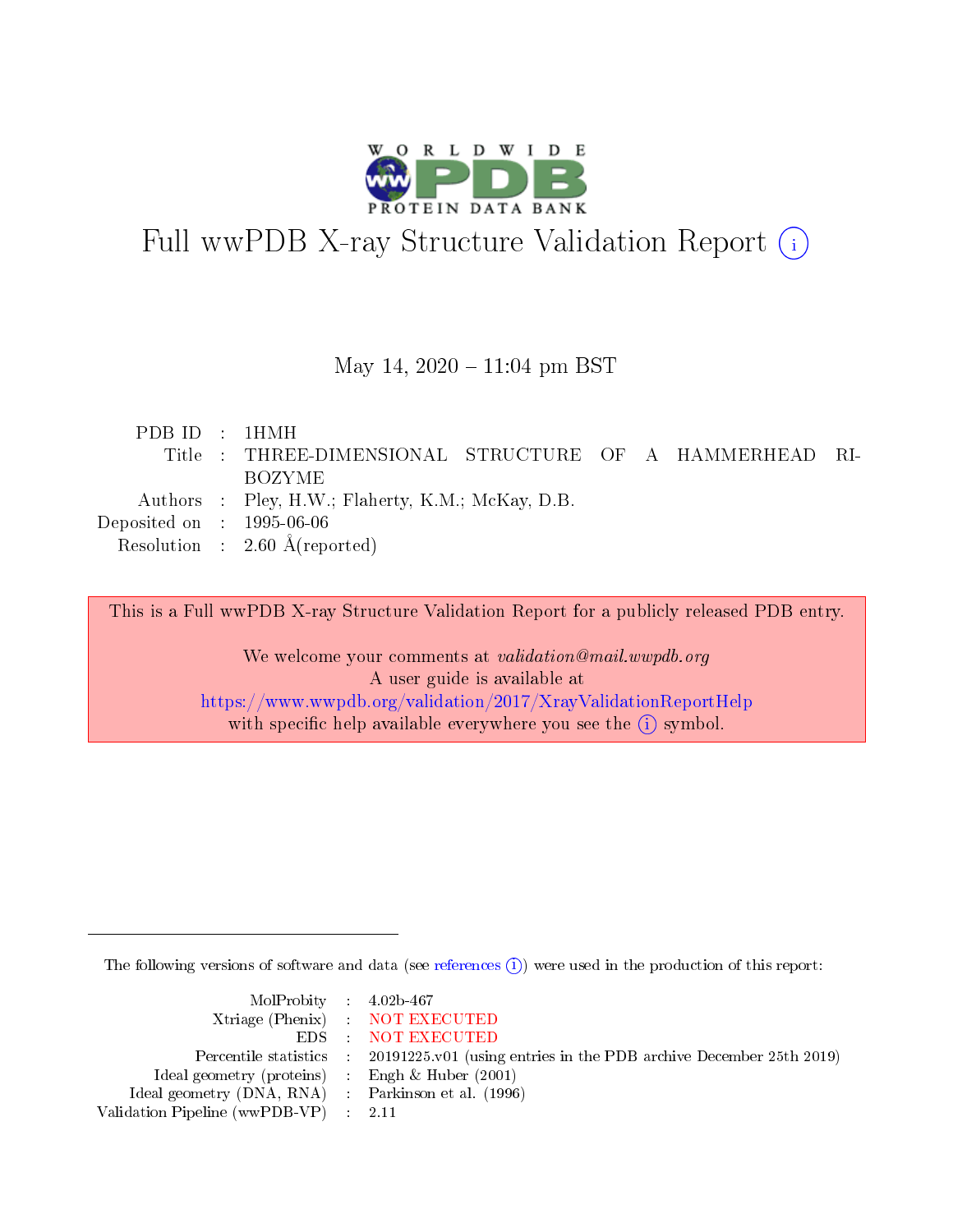# Full wwPDB X-ray Structure Validation Report (i)

May 14, 2020 – 11:04 pm BST

| | | |
|---|---|---|
| PDB ID | : | 1HMH |
| Title | : | THREE-DIMENSIONAL STRUCTURE OF A HAMMERHEAD RIBOZYME |
| Authors | : | Pley, H.W.; Flaherty, K.M.; McKay, D.B. |
| Deposited on | : | 1995-06-06 |
| Resolution | : | 2.60 Å(reported) |

This is a Full wwPDB X-ray Structure Validation Report for a publicly released PDB entry.

We welcome your comments at *validation@mail.wwpdb.org*
A user guide is available at
https://www.wwpdb.org/validation/2017/XrayValidationReportHelp
with specific help available everywhere you see the (i) symbol.

---

The following versions of software and data (see references (i)) were used in the production of this report:

| | | |
|---|---|---|
| MolProbity | : | 4.02b-467 |
| Xtriage (Phenix) | : | NOT EXECUTED |
| EDS | : | NOT EXECUTED |
| Percentile statistics | : | 20191225.v01 (using entries in the PDB archive December 25th 2019) |
| Ideal geometry (proteins) | : | Engh & Huber (2001) |
| Ideal geometry (DNA, RNA) | : | Parkinson et al. (1996) |
| Validation Pipeline (wwPDB-VP) | : | 2.11 |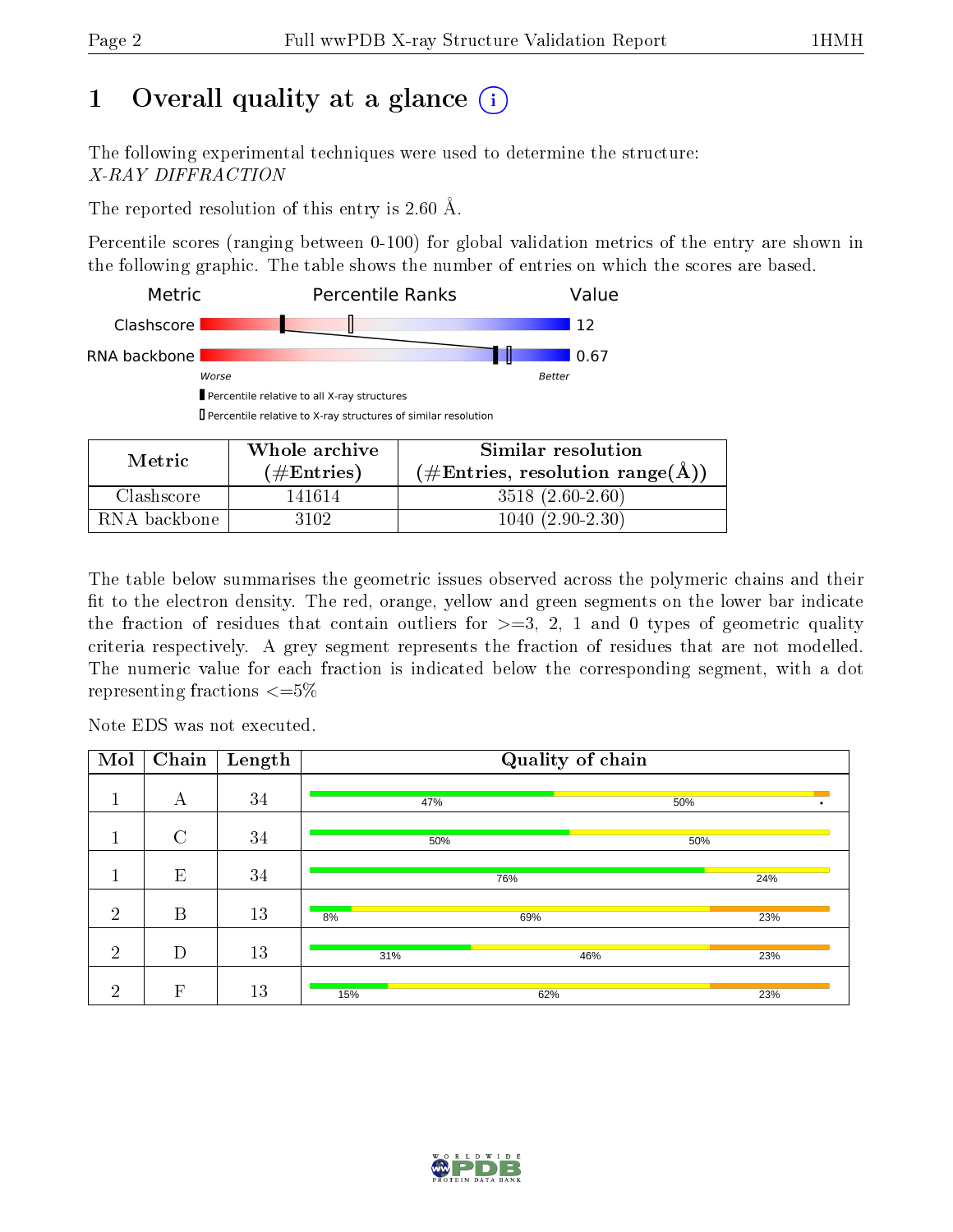# 1 Overall quality at a glance

The following experimental techniques were used to determine the structure:
*X-RAY DIFFRACTION*

The reported resolution of this entry is 2.60 Å.

Percentile scores (ranging between 0-100) for global validation metrics of the entry are shown in the following graphic. The table shows the number of entries on which the scores are based.

| Metric | Value |
|---|---|
| Clashscore | 12 |
| RNA backbone | 0.67 |

Worse — Better

- Percentile relative to all X-ray structures
- Percentile relative to X-ray structures of similar resolution

| Metric | Whole archive (#Entries) | Similar resolution (#Entries, resolution range(Å)) |
|---|---|---|
| Clashscore | 141614 | 3518 (2.60-2.60) |
| RNA backbone | 3102 | 1040 (2.90-2.30) |

The table below summarises the geometric issues observed across the polymeric chains and their fit to the electron density. The red, orange, yellow and green segments on the lower bar indicate the fraction of residues that contain outliers for >=3, 2, 1 and 0 types of geometric quality criteria respectively. A grey segment represents the fraction of residues that are not modelled. The numeric value for each fraction is indicated below the corresponding segment, with a dot representing fractions <=5%

Note EDS was not executed.

| Mol | Chain | Length | Quality of chain |
|---|---|---|---|
| 1 | A | 34 | 47% green, 50% yellow, • orange |
| 1 | C | 34 | 50% green, 50% yellow |
| 1 | E | 34 | 76% green, 24% yellow |
| 2 | B | 13 | 8% green, 69% yellow, 23% orange |
| 2 | D | 13 | 31% green, 46% yellow, 23% orange |
| 2 | F | 13 | 15% green, 62% yellow, 23% orange |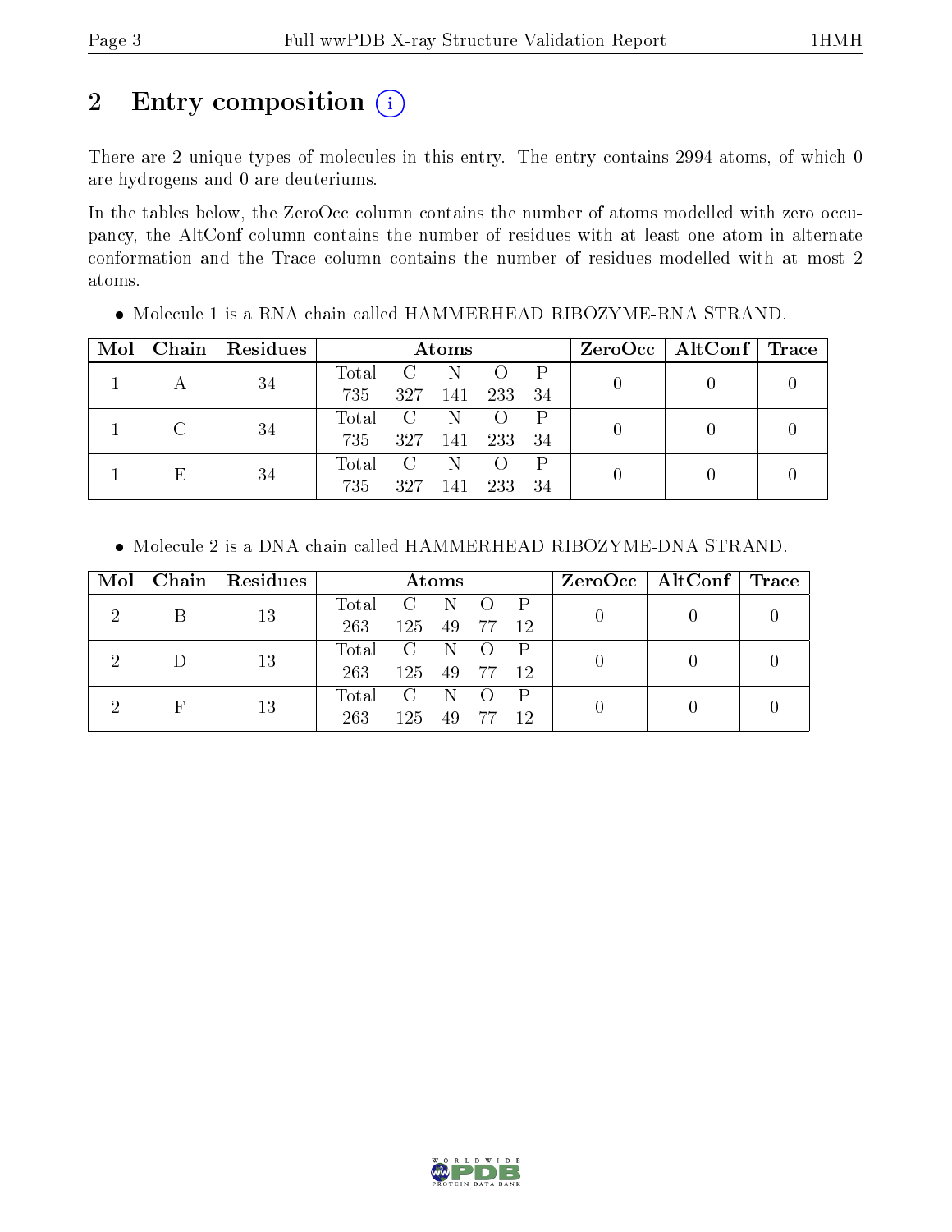## 2 Entry composition (i)

There are 2 unique types of molecules in this entry. The entry contains 2994 atoms, of which 0 are hydrogens and 0 are deuteriums.

In the tables below, the ZeroOcc column contains the number of atoms modelled with zero occupancy, the AltConf column contains the number of residues with at least one atom in alternate conformation and the Trace column contains the number of residues modelled with at most 2 atoms.

- Molecule 1 is a RNA chain called HAMMERHEAD RIBOZYME-RNA STRAND.

| Mol | Chain | Residues | Atoms | | | | | ZeroOcc | AltConf | Trace |
|---|---|---|---|---|---|---|---|---|---|---|
| 1 | A | 34 | Total<br>735 | C<br>327 | N<br>141 | O<br>233 | P<br>34 | 0 | 0 | 0 |
| 1 | C | 34 | Total<br>735 | C<br>327 | N<br>141 | O<br>233 | P<br>34 | 0 | 0 | 0 |
| 1 | E | 34 | Total<br>735 | C<br>327 | N<br>141 | O<br>233 | P<br>34 | 0 | 0 | 0 |

- Molecule 2 is a DNA chain called HAMMERHEAD RIBOZYME-DNA STRAND.

| Mol | Chain | Residues | Atoms | | | | | ZeroOcc | AltConf | Trace |
|---|---|---|---|---|---|---|---|---|---|---|
| 2 | B | 13 | Total<br>263 | C<br>125 | N<br>49 | O<br>77 | P<br>12 | 0 | 0 | 0 |
| 2 | D | 13 | Total<br>263 | C<br>125 | N<br>49 | O<br>77 | P<br>12 | 0 | 0 | 0 |
| 2 | F | 13 | Total<br>263 | C<br>125 | N<br>49 | O<br>77 | P<br>12 | 0 | 0 | 0 |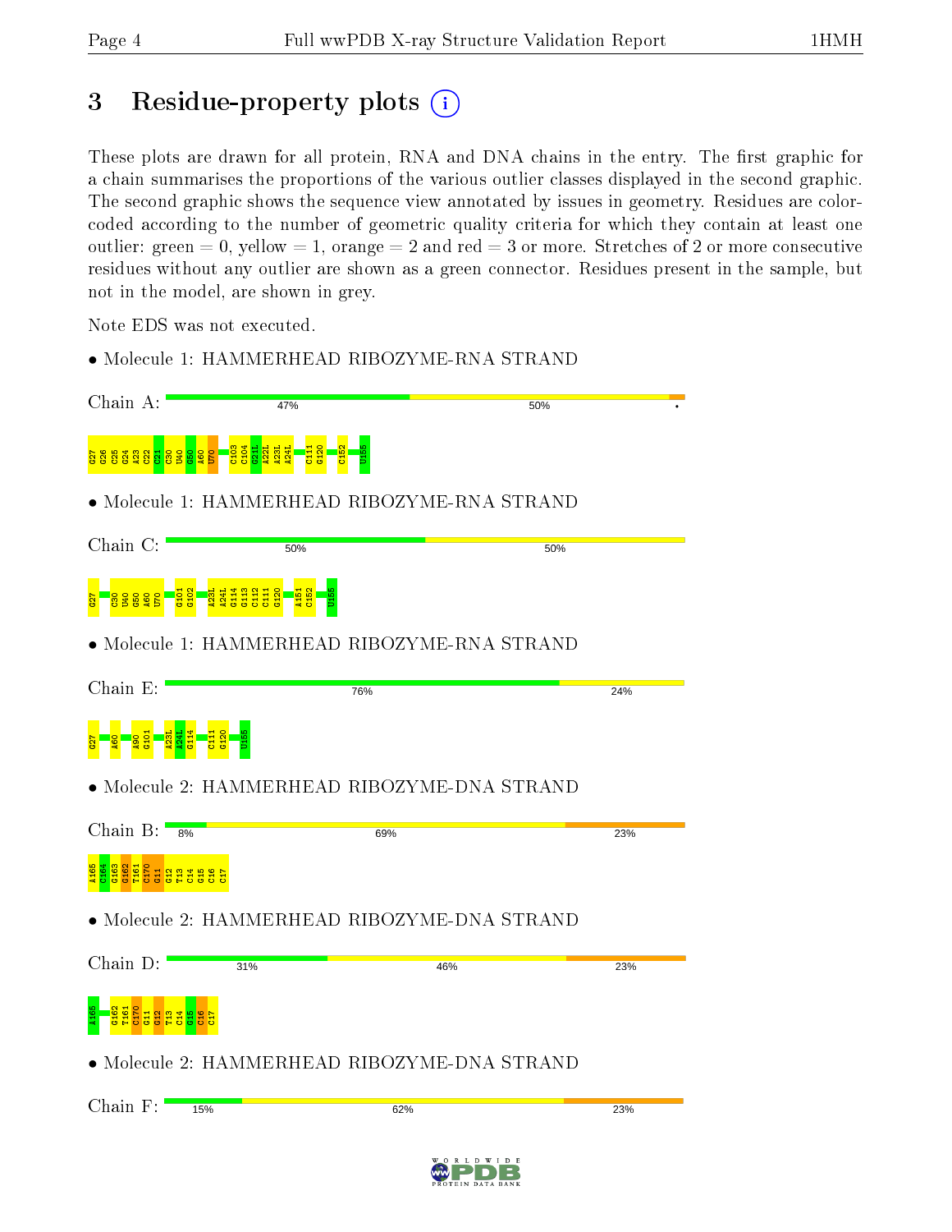# 3 Residue-property plots

These plots are drawn for all protein, RNA and DNA chains in the entry. The first graphic for a chain summarises the proportions of the various outlier classes displayed in the second graphic. The second graphic shows the sequence view annotated by issues in geometry. Residues are color-coded according to the number of geometric quality criteria for which they contain at least one outlier: green = 0, yellow = 1, orange = 2 and red = 3 or more. Stretches of 2 or more consecutive residues without any outlier are shown as a green connector. Residues present in the sample, but not in the model, are shown in grey.

Note EDS was not executed.

• Molecule 1: HAMMERHEAD RIBOZYME-RNA STRAND

Chain A: 47% 50% •

G27 G26 C25 G24 A23 C22 C21 C30 U40 G50 A60 U70 C103 C104 G21L A22L A23L A24L C111 G120 C152 U155

• Molecule 1: HAMMERHEAD RIBOZYME-RNA STRAND

Chain C: 50% 50%

G27 C30 U40 G50 A60 U70 G101 G102 A23L A24L G114 G113 C112 C111 G120 A151 C152 U155

• Molecule 1: HAMMERHEAD RIBOZYME-RNA STRAND

Chain E: 76% 24%

G27 A60 A90 G101 A23L A24L G114 C111 G120 U155

• Molecule 2: HAMMERHEAD RIBOZYME-DNA STRAND

Chain B: 8% 69% 23%

A165 C164 G163 G162 T161 C170 G11 G12 T13 C14 G15 C16 C17

• Molecule 2: HAMMERHEAD RIBOZYME-DNA STRAND

Chain D: 31% 46% 23%

A165 G162 T161 C170 G11 G12 T13 C14 G15 C16 C17

• Molecule 2: HAMMERHEAD RIBOZYME-DNA STRAND

Chain F: 15% 62% 23%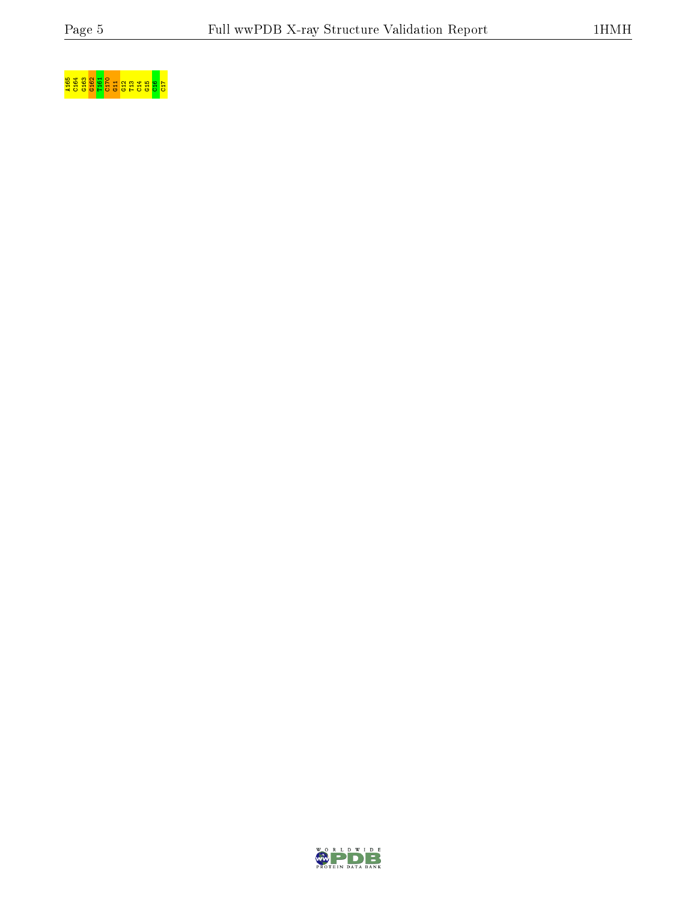A165 C164 G163 G162 T161 C170 G11 G12 T13 C14 G15 C16 C17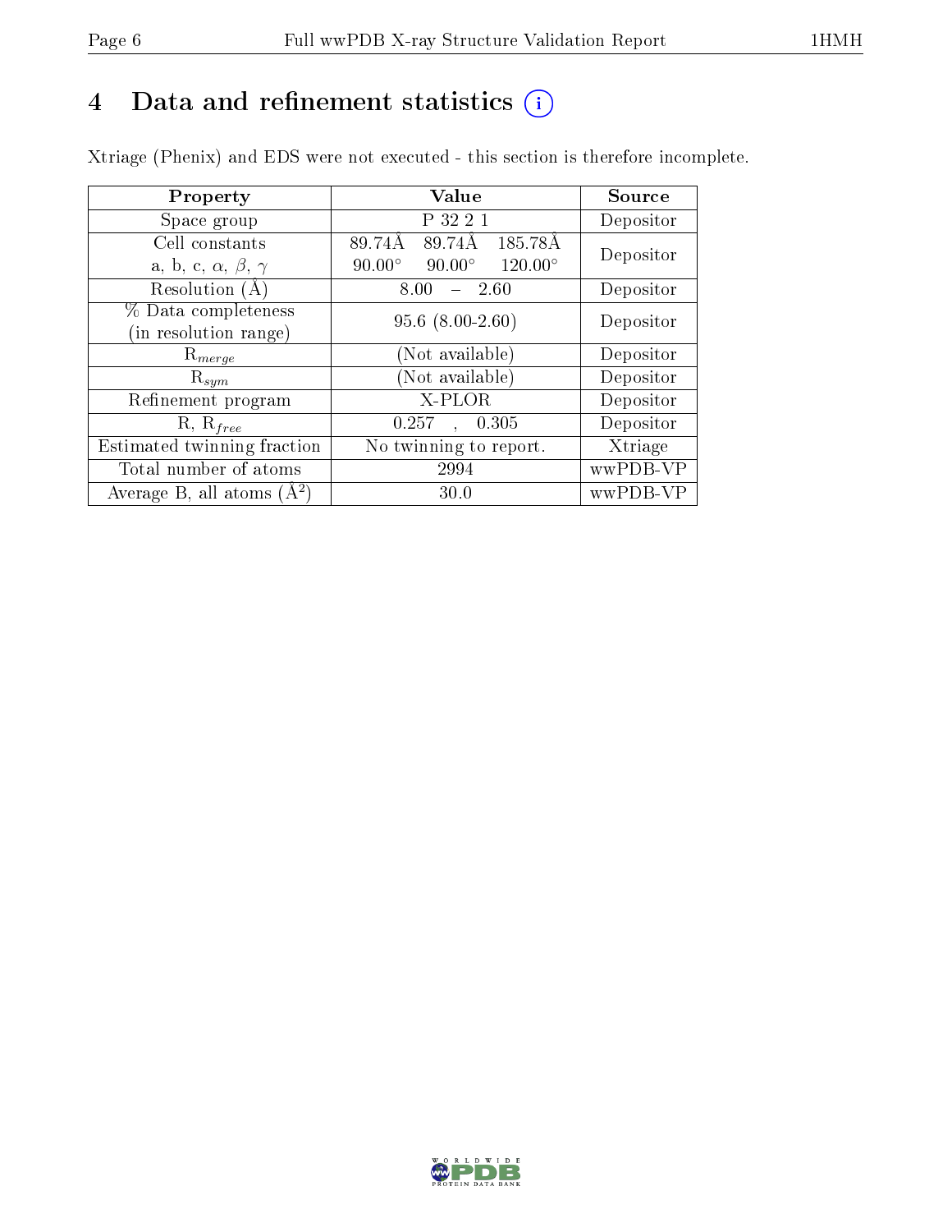# 4 Data and refinement statistics (i)

Xtriage (Phenix) and EDS were not executed - this section is therefore incomplete.

| Property | Value | Source |
|---|---|---|
| Space group | P 32 2 1 | Depositor |
| Cell constants<br>a, b, c, $\alpha$, $\beta$, $\gamma$ | 89.74Å 89.74Å 185.78Å<br>90.00° 90.00° 120.00° | Depositor |
| Resolution (Å) | 8.00 – 2.60 | Depositor |
| % Data completeness<br>(in resolution range) | 95.6 (8.00-2.60) | Depositor |
| $R_{merge}$ | (Not available) | Depositor |
| $R_{sym}$ | (Not available) | Depositor |
| Refinement program | X-PLOR | Depositor |
| R, $R_{free}$ | 0.257 , 0.305 | Depositor |
| Estimated twinning fraction | No twinning to report. | Xtriage |
| Total number of atoms | 2994 | wwPDB-VP |
| Average B, all atoms ($Å^2$) | 30.0 | wwPDB-VP |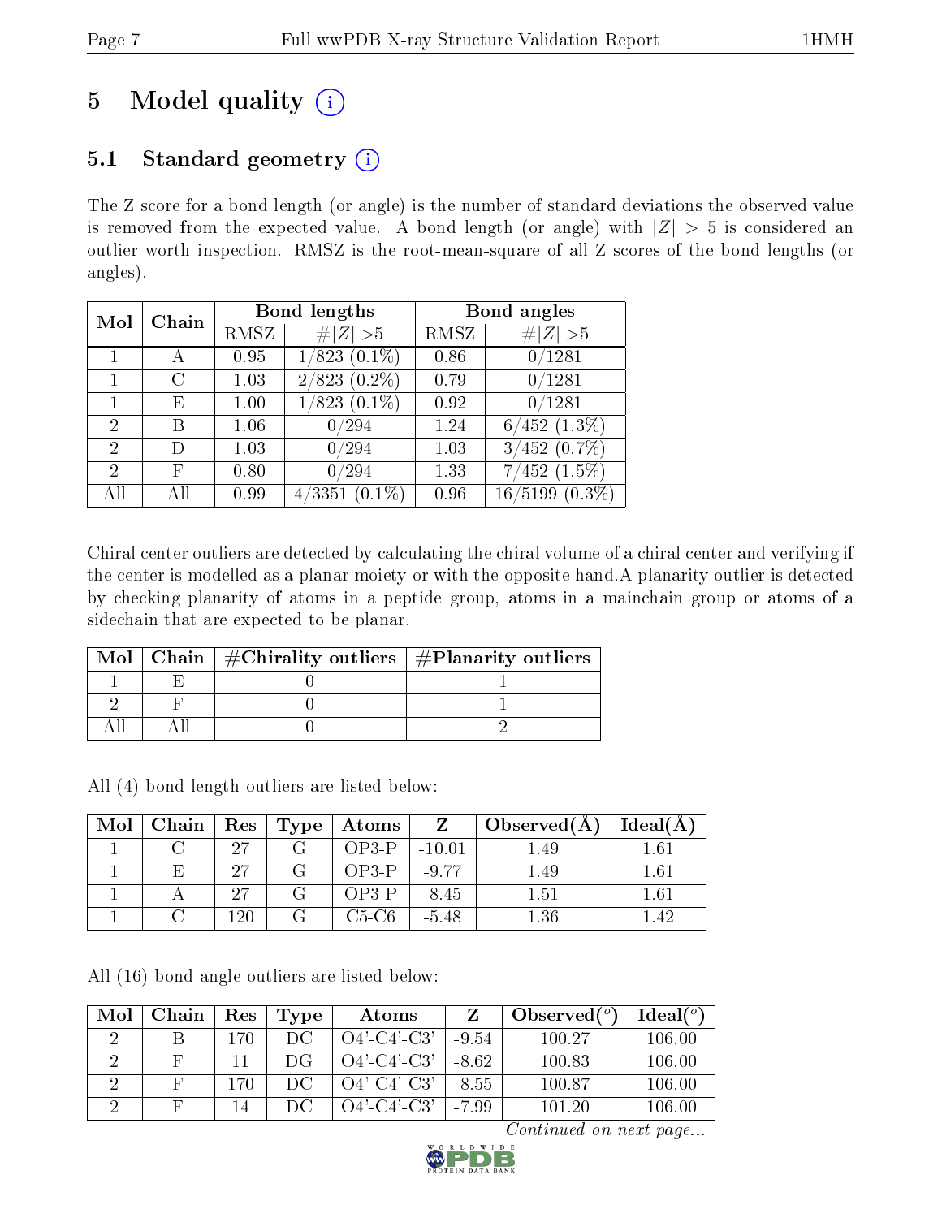# 5 Model quality

## 5.1 Standard geometry

The Z score for a bond length (or angle) is the number of standard deviations the observed value is removed from the expected value. A bond length (or angle) with $|Z| > 5$ is considered an outlier worth inspection. RMSZ is the root-mean-square of all Z scores of the bond lengths (or angles).

| Mol | Chain | Bond lengths | | Bond angles | |
|---|---|---|---|---|---|
| | | RMSZ | #$\|Z\|$ >5 | RMSZ | #$\|Z\|$ >5 |
| 1 | A | 0.95 | 1/823 (0.1%) | 0.86 | 0/1281 |
| 1 | C | 1.03 | 2/823 (0.2%) | 0.79 | 0/1281 |
| 1 | E | 1.00 | 1/823 (0.1%) | 0.92 | 0/1281 |
| 2 | B | 1.06 | 0/294 | 1.24 | 6/452 (1.3%) |
| 2 | D | 1.03 | 0/294 | 1.03 | 3/452 (0.7%) |
| 2 | F | 0.80 | 0/294 | 1.33 | 7/452 (1.5%) |
| All | All | 0.99 | 4/3351 (0.1%) | 0.96 | 16/5199 (0.3%) |

Chiral center outliers are detected by calculating the chiral volume of a chiral center and verifying if the center is modelled as a planar moiety or with the opposite hand.A planarity outlier is detected by checking planarity of atoms in a peptide group, atoms in a mainchain group or atoms of a sidechain that are expected to be planar.

| Mol | Chain | #Chirality outliers | #Planarity outliers |
|---|---|---|---|
| 1 | E | 0 | 1 |
| 2 | F | 0 | 1 |
| All | All | 0 | 2 |

All (4) bond length outliers are listed below:

| Mol | Chain | Res | Type | Atoms | Z | Observed(Å) | Ideal(Å) |
|---|---|---|---|---|---|---|---|
| 1 | C | 27 | G | OP3-P | -10.01 | 1.49 | 1.61 |
| 1 | E | 27 | G | OP3-P | -9.77 | 1.49 | 1.61 |
| 1 | A | 27 | G | OP3-P | -8.45 | 1.51 | 1.61 |
| 1 | C | 120 | G | C5-C6 | -5.48 | 1.36 | 1.42 |

All (16) bond angle outliers are listed below:

| Mol | Chain | Res | Type | Atoms | Z | Observed(°) | Ideal(°) |
|---|---|---|---|---|---|---|---|
| 2 | B | 170 | DC | O4'-C4'-C3' | -9.54 | 100.27 | 106.00 |
| 2 | F | 11 | DG | O4'-C4'-C3' | -8.62 | 100.83 | 106.00 |
| 2 | F | 170 | DC | O4'-C4'-C3' | -8.55 | 100.87 | 106.00 |
| 2 | F | 14 | DC | O4'-C4'-C3' | -7.99 | 101.20 | 106.00 |

*Continued on next page...*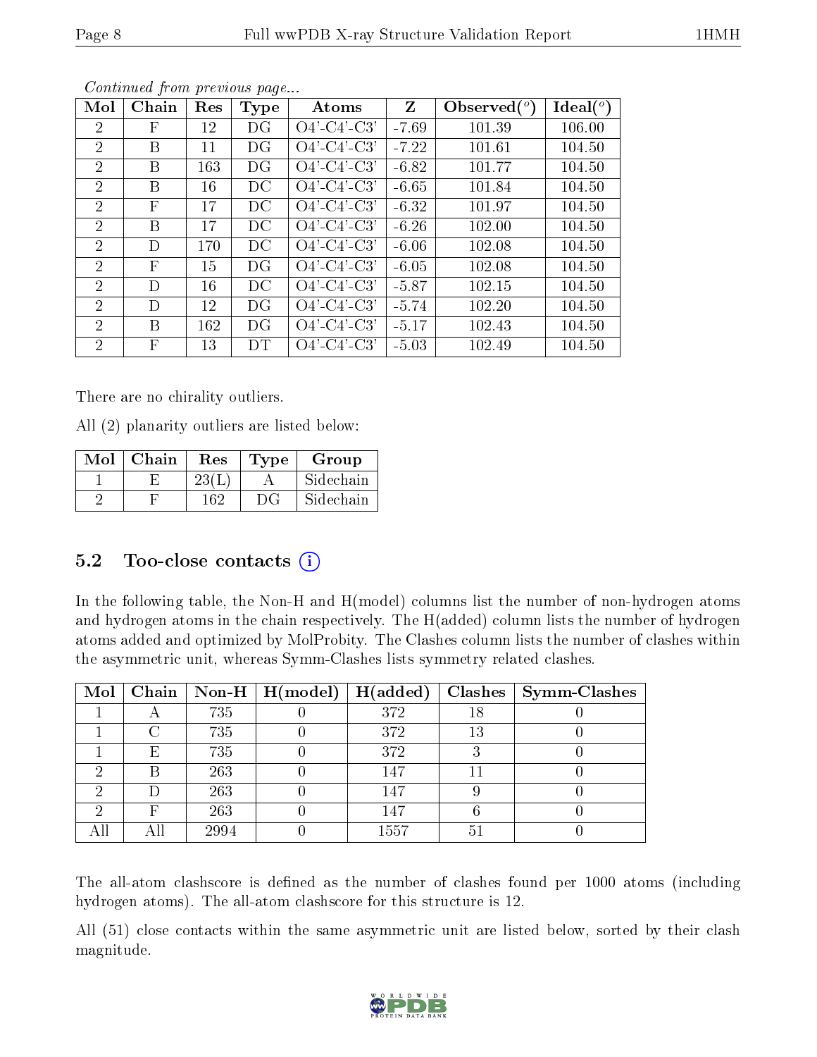*Continued from previous page...*

| Mol | Chain | Res | Type | Atoms | Z | Observed(°) | Ideal(°) |
|---|---|---|---|---|---|---|---|
| 2 | F | 12 | DG | O4'-C4'-C3' | -7.69 | 101.39 | 106.00 |
| 2 | B | 11 | DG | O4'-C4'-C3' | -7.22 | 101.61 | 104.50 |
| 2 | B | 163 | DG | O4'-C4'-C3' | -6.82 | 101.77 | 104.50 |
| 2 | B | 16 | DC | O4'-C4'-C3' | -6.65 | 101.84 | 104.50 |
| 2 | F | 17 | DC | O4'-C4'-C3' | -6.32 | 101.97 | 104.50 |
| 2 | B | 17 | DC | O4'-C4'-C3' | -6.26 | 102.00 | 104.50 |
| 2 | D | 170 | DC | O4'-C4'-C3' | -6.06 | 102.08 | 104.50 |
| 2 | F | 15 | DG | O4'-C4'-C3' | -6.05 | 102.08 | 104.50 |
| 2 | D | 16 | DC | O4'-C4'-C3' | -5.87 | 102.15 | 104.50 |
| 2 | D | 12 | DG | O4'-C4'-C3' | -5.74 | 102.20 | 104.50 |
| 2 | B | 162 | DG | O4'-C4'-C3' | -5.17 | 102.43 | 104.50 |
| 2 | F | 13 | DT | O4'-C4'-C3' | -5.03 | 102.49 | 104.50 |

There are no chirality outliers.

All (2) planarity outliers are listed below:

| Mol | Chain | Res | Type | Group |
|---|---|---|---|---|
| 1 | E | 23(L) | A | Sidechain |
| 2 | F | 162 | DG | Sidechain |

## 5.2 Too-close contacts

In the following table, the Non-H and H(model) columns list the number of non-hydrogen atoms and hydrogen atoms in the chain respectively. The H(added) column lists the number of hydrogen atoms added and optimized by MolProbity. The Clashes column lists the number of clashes within the asymmetric unit, whereas Symm-Clashes lists symmetry related clashes.

| Mol | Chain | Non-H | H(model) | H(added) | Clashes | Symm-Clashes |
|---|---|---|---|---|---|---|
| 1 | A | 735 | 0 | 372 | 18 | 0 |
| 1 | C | 735 | 0 | 372 | 13 | 0 |
| 1 | E | 735 | 0 | 372 | 3 | 0 |
| 2 | B | 263 | 0 | 147 | 11 | 0 |
| 2 | D | 263 | 0 | 147 | 9 | 0 |
| 2 | F | 263 | 0 | 147 | 6 | 0 |
| All | All | 2994 | 0 | 1557 | 51 | 0 |

The all-atom clashscore is defined as the number of clashes found per 1000 atoms (including hydrogen atoms). The all-atom clashscore for this structure is 12.

All (51) close contacts within the same asymmetric unit are listed below, sorted by their clash magnitude.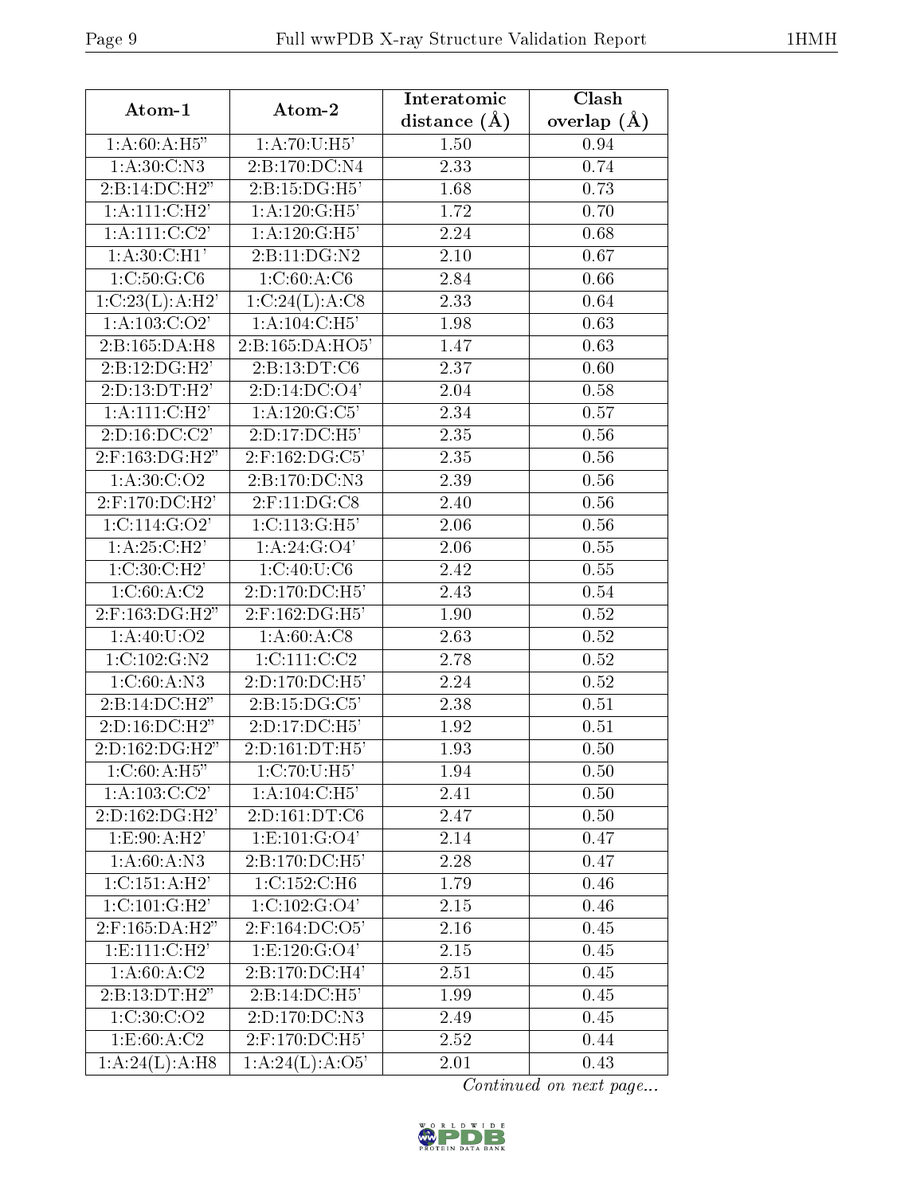| Atom-1 | Atom-2 | Interatomic distance (Å) | Clash overlap (Å) |
|---|---|---|---|
| 1:A:60:A:H5" | 1:A:70:U:H5' | 1.50 | 0.94 |
| 1:A:30:C:N3 | 2:B:170:DC:N4 | 2.33 | 0.74 |
| 2:B:14:DC:H2" | 2:B:15:DG:H5' | 1.68 | 0.73 |
| 1:A:111:C:H2' | 1:A:120:G:H5' | 1.72 | 0.70 |
| 1:A:111:C:C2' | 1:A:120:G:H5' | 2.24 | 0.68 |
| 1:A:30:C:H1' | 2:B:11:DG:N2 | 2.10 | 0.67 |
| 1:C:50:G:C6 | 1:C:60:A:C6 | 2.84 | 0.66 |
| 1:C:23(L):A:H2' | 1:C:24(L):A:C8 | 2.33 | 0.64 |
| 1:A:103:C:O2' | 1:A:104:C:H5' | 1.98 | 0.63 |
| 2:B:165:DA:H8 | 2:B:165:DA:HO5' | 1.47 | 0.63 |
| 2:B:12:DG:H2' | 2:B:13:DT:C6 | 2.37 | 0.60 |
| 2:D:13:DT:H2' | 2:D:14:DC:O4' | 2.04 | 0.58 |
| 1:A:111:C:H2' | 1:A:120:G:C5' | 2.34 | 0.57 |
| 2:D:16:DC:C2' | 2:D:17:DC:H5' | 2.35 | 0.56 |
| 2:F:163:DG:H2" | 2:F:162:DG:C5' | 2.35 | 0.56 |
| 1:A:30:C:O2 | 2:B:170:DC:N3 | 2.39 | 0.56 |
| 2:F:170:DC:H2' | 2:F:11:DG:C8 | 2.40 | 0.56 |
| 1:C:114:G:O2' | 1:C:113:G:H5' | 2.06 | 0.56 |
| 1:A:25:C:H2' | 1:A:24:G:O4' | 2.06 | 0.55 |
| 1:C:30:C:H2' | 1:C:40:U:C6 | 2.42 | 0.55 |
| 1:C:60:A:C2 | 2:D:170:DC:H5' | 2.43 | 0.54 |
| 2:F:163:DG:H2" | 2:F:162:DG:H5' | 1.90 | 0.52 |
| 1:A:40:U:O2 | 1:A:60:A:C8 | 2.63 | 0.52 |
| 1:C:102:G:N2 | 1:C:111:C:C2 | 2.78 | 0.52 |
| 1:C:60:A:N3 | 2:D:170:DC:H5' | 2.24 | 0.52 |
| 2:B:14:DC:H2" | 2:B:15:DG:C5' | 2.38 | 0.51 |
| 2:D:16:DC:H2" | 2:D:17:DC:H5' | 1.92 | 0.51 |
| 2:D:162:DG:H2" | 2:D:161:DT:H5' | 1.93 | 0.50 |
| 1:C:60:A:H5" | 1:C:70:U:H5' | 1.94 | 0.50 |
| 1:A:103:C:C2' | 1:A:104:C:H5' | 2.41 | 0.50 |
| 2:D:162:DG:H2' | 2:D:161:DT:C6 | 2.47 | 0.50 |
| 1:E:90:A:H2' | 1:E:101:G:O4' | 2.14 | 0.47 |
| 1:A:60:A:N3 | 2:B:170:DC:H5' | 2.28 | 0.47 |
| 1:C:151:A:H2' | 1:C:152:C:H6 | 1.79 | 0.46 |
| 1:C:101:G:H2' | 1:C:102:G:O4' | 2.15 | 0.46 |
| 2:F:165:DA:H2" | 2:F:164:DC:O5' | 2.16 | 0.45 |
| 1:E:111:C:H2' | 1:E:120:G:O4' | 2.15 | 0.45 |
| 1:A:60:A:C2 | 2:B:170:DC:H4' | 2.51 | 0.45 |
| 2:B:13:DT:H2" | 2:B:14:DC:H5' | 1.99 | 0.45 |
| 1:C:30:C:O2 | 2:D:170:DC:N3 | 2.49 | 0.45 |
| 1:E:60:A:C2 | 2:F:170:DC:H5' | 2.52 | 0.44 |
| 1:A:24(L):A:H8 | 1:A:24(L):A:O5' | 2.01 | 0.43 |

*Continued on next page...*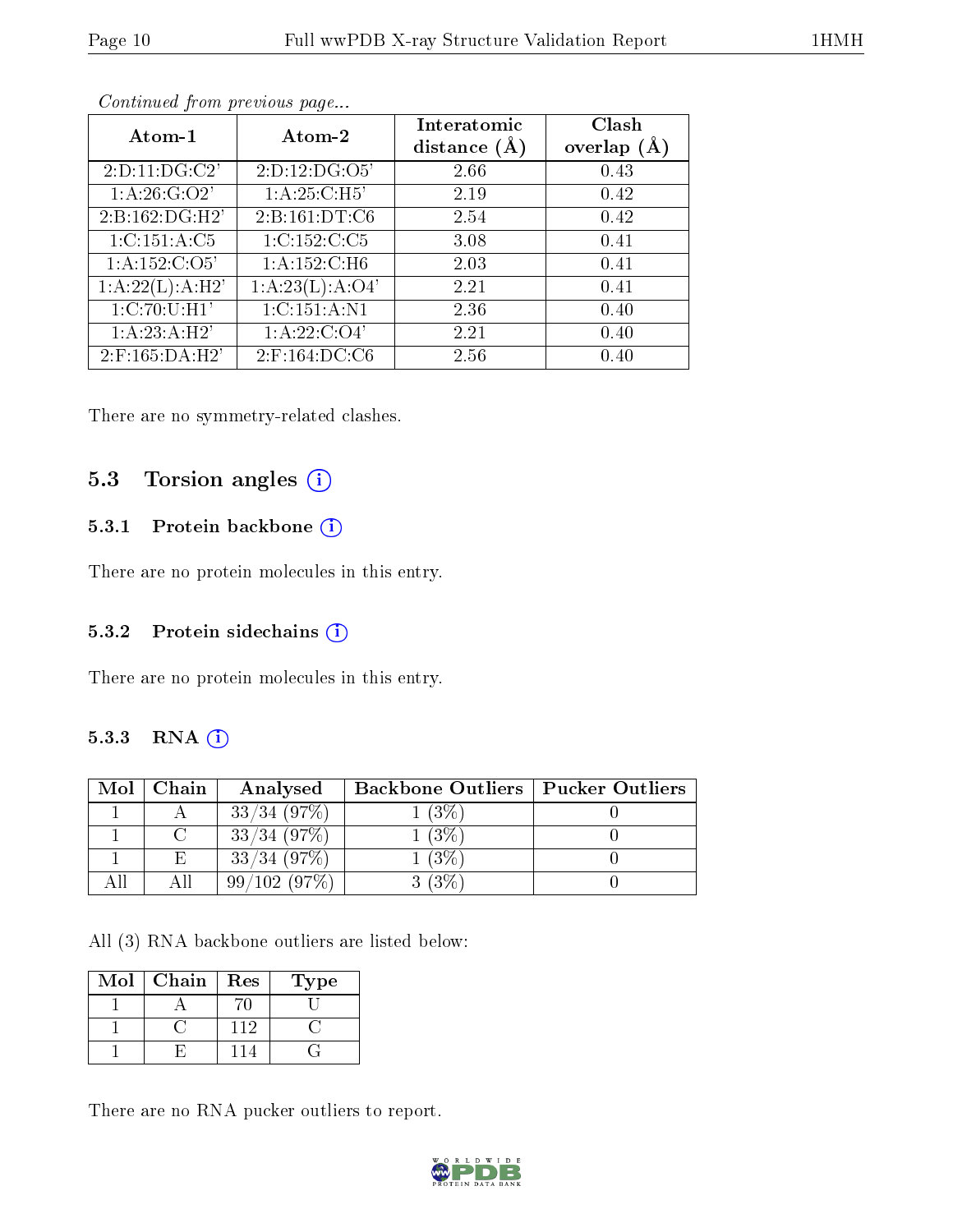*Continued from previous page...*

| Atom-1 | Atom-2 | Interatomic distance (Å) | Clash overlap (Å) |
|---|---|---|---|
| 2:D:11:DG:C2' | 2:D:12:DG:O5' | 2.66 | 0.43 |
| 1:A:26:G:O2' | 1:A:25:C:H5' | 2.19 | 0.42 |
| 2:B:162:DG:H2' | 2:B:161:DT:C6 | 2.54 | 0.42 |
| 1:C:151:A:C5 | 1:C:152:C:C5 | 3.08 | 0.41 |
| 1:A:152:C:O5' | 1:A:152:C:H6 | 2.03 | 0.41 |
| 1:A:22(L):A:H2' | 1:A:23(L):A:O4' | 2.21 | 0.41 |
| 1:C:70:U:H1' | 1:C:151:A:N1 | 2.36 | 0.40 |
| 1:A:23:A:H2' | 1:A:22:C:O4' | 2.21 | 0.40 |
| 2:F:165:DA:H2' | 2:F:164:DC:C6 | 2.56 | 0.40 |

There are no symmetry-related clashes.

## 5.3 Torsion angles

### 5.3.1 Protein backbone

There are no protein molecules in this entry.

### 5.3.2 Protein sidechains

There are no protein molecules in this entry.

### 5.3.3 RNA

| Mol | Chain | Analysed | Backbone Outliers | Pucker Outliers |
|---|---|---|---|---|
| 1 | A | 33/34 (97%) | 1 (3%) | 0 |
| 1 | C | 33/34 (97%) | 1 (3%) | 0 |
| 1 | E | 33/34 (97%) | 1 (3%) | 0 |
| All | All | 99/102 (97%) | 3 (3%) | 0 |

All (3) RNA backbone outliers are listed below:

| Mol | Chain | Res | Type |
|---|---|---|---|
| 1 | A | 70 | U |
| 1 | C | 112 | C |
| 1 | E | 114 | G |

There are no RNA pucker outliers to report.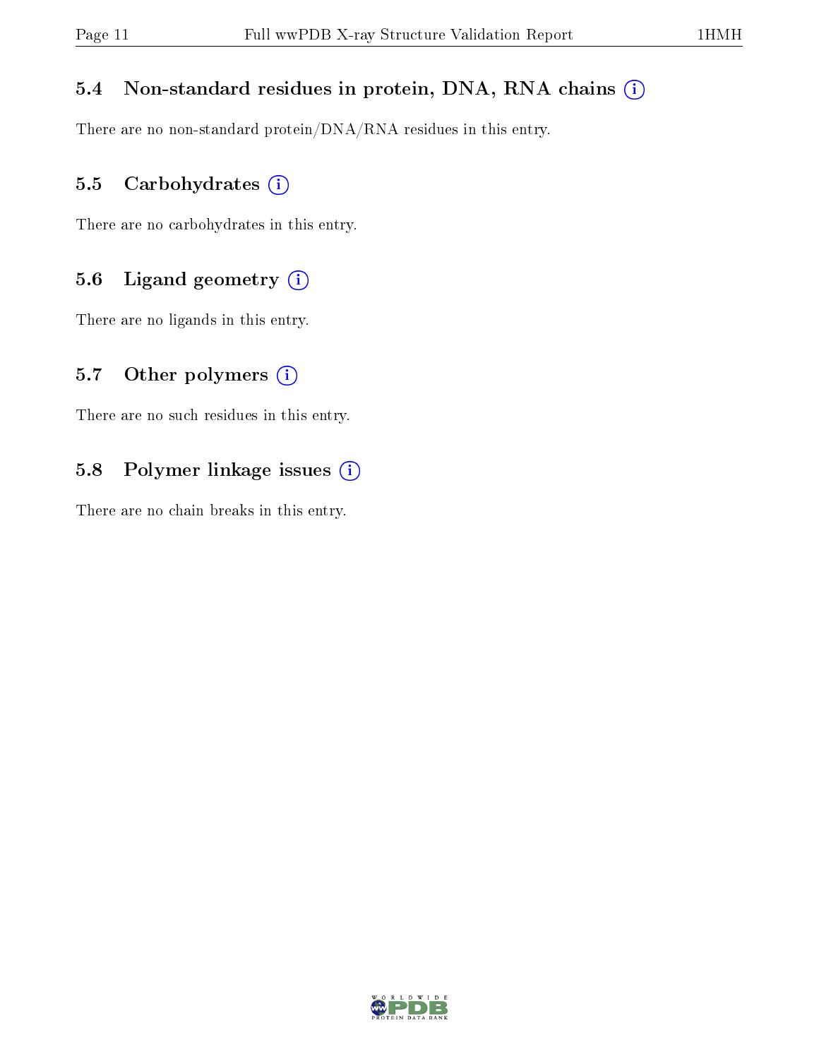### 5.4 Non-standard residues in protein, DNA, RNA chains (i)

There are no non-standard protein/DNA/RNA residues in this entry.

### 5.5 Carbohydrates (i)

There are no carbohydrates in this entry.

### 5.6 Ligand geometry (i)

There are no ligands in this entry.

### 5.7 Other polymers (i)

There are no such residues in this entry.

### 5.8 Polymer linkage issues (i)

There are no chain breaks in this entry.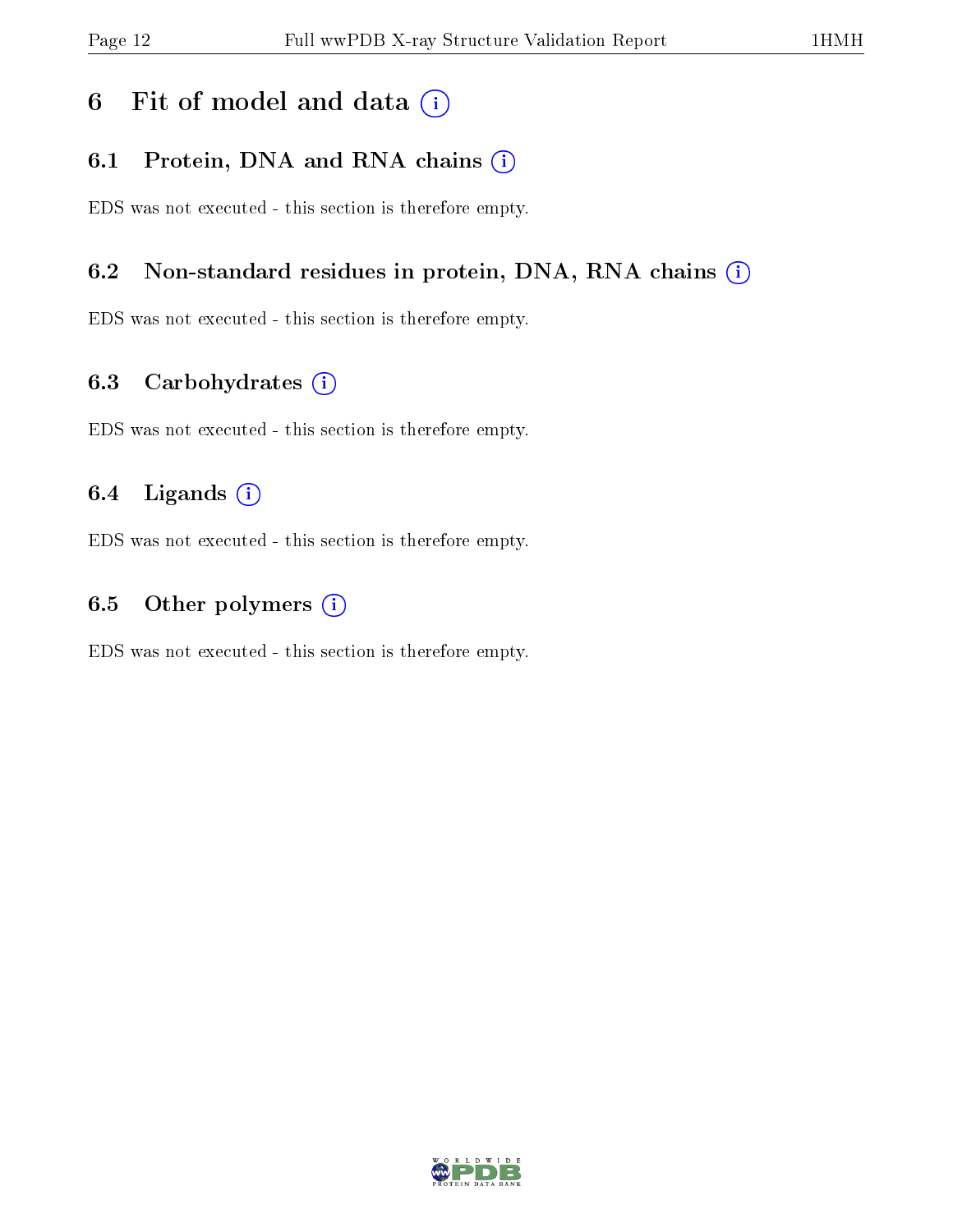# 6 Fit of model and data

## 6.1 Protein, DNA and RNA chains

EDS was not executed - this section is therefore empty.

## 6.2 Non-standard residues in protein, DNA, RNA chains

EDS was not executed - this section is therefore empty.

## 6.3 Carbohydrates

EDS was not executed - this section is therefore empty.

## 6.4 Ligands

EDS was not executed - this section is therefore empty.

## 6.5 Other polymers

EDS was not executed - this section is therefore empty.